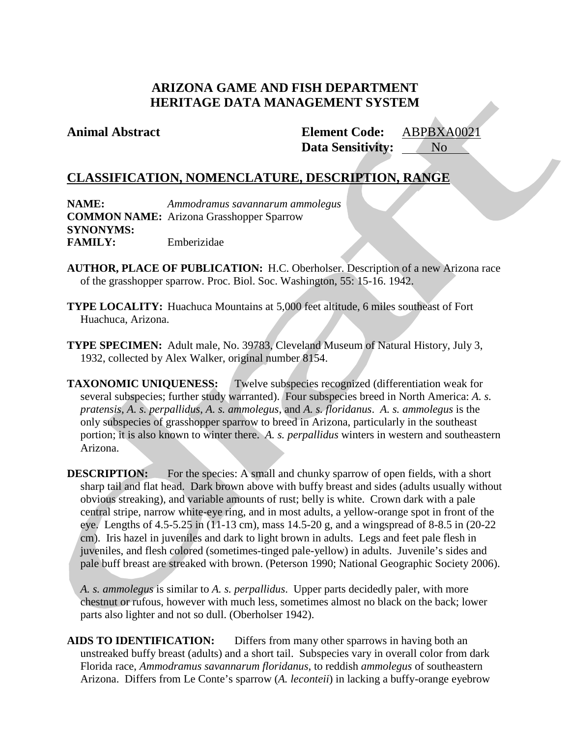# ARIZONA GAME AND FISH DEPARTMENT
# HERITAGE DATA MANAGEMENT SYSTEM

**Animal Abstract** **Element Code:** ABPBXA0021
**Data Sensitivity:** No

## CLASSIFICATION, NOMENCLATURE, DESCRIPTION, RANGE

**NAME:** *Ammodramus savannarum ammolegus*
**COMMON NAME:** Arizona Grasshopper Sparrow
**SYNONYMS:**
**FAMILY:** Emberizidae

**AUTHOR, PLACE OF PUBLICATION:** H.C. Oberholser. Description of a new Arizona race of the grasshopper sparrow. Proc. Biol. Soc. Washington, 55: 15-16. 1942.

**TYPE LOCALITY:** Huachuca Mountains at 5,000 feet altitude, 6 miles southeast of Fort Huachuca, Arizona.

**TYPE SPECIMEN:** Adult male, No. 39783, Cleveland Museum of Natural History, July 3, 1932, collected by Alex Walker, original number 8154.

**TAXONOMIC UNIQUENESS:** Twelve subspecies recognized (differentiation weak for several subspecies; further study warranted). Four subspecies breed in North America: *A. s. pratensis*, *A. s. perpallidus*, *A. s. ammolegus*, and *A. s. floridanus*. *A. s. ammolegus* is the only subspecies of grasshopper sparrow to breed in Arizona, particularly in the southeast portion; it is also known to winter there. *A. s. perpallidus* winters in western and southeastern Arizona.

**DESCRIPTION:** For the species: A small and chunky sparrow of open fields, with a short sharp tail and flat head. Dark brown above with buffy breast and sides (adults usually without obvious streaking), and variable amounts of rust; belly is white. Crown dark with a pale central stripe, narrow white-eye ring, and in most adults, a yellow-orange spot in front of the eye. Lengths of 4.5-5.25 in (11-13 cm), mass 14.5-20 g, and a wingspread of 8-8.5 in (20-22 cm). Iris hazel in juveniles and dark to light brown in adults. Legs and feet pale flesh in juveniles, and flesh colored (sometimes-tinged pale-yellow) in adults. Juvenile's sides and pale buff breast are streaked with brown. (Peterson 1990; National Geographic Society 2006).

*A. s. ammolegus* is similar to *A. s. perpallidus*. Upper parts decidedly paler, with more chestnut or rufous, however with much less, sometimes almost no black on the back; lower parts also lighter and not so dull. (Oberholser 1942).

**AIDS TO IDENTIFICATION:** Differs from many other sparrows in having both an unstreaked buffy breast (adults) and a short tail. Subspecies vary in overall color from dark Florida race, *Ammodramus savannarum floridanus*, to reddish *ammolegus* of southeastern Arizona. Differs from Le Conte's sparrow (*A. leconteii*) in lacking a buffy-orange eyebrow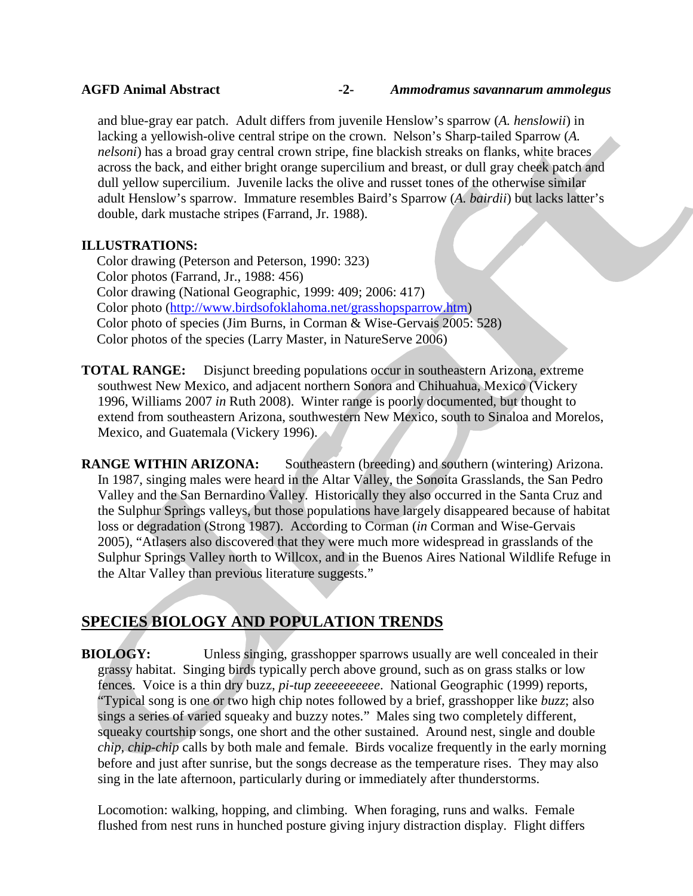and blue-gray ear patch. Adult differs from juvenile Henslow's sparrow (*A. henslowii*) in lacking a yellowish-olive central stripe on the crown. Nelson's Sharp-tailed Sparrow (*A. nelsoni*) has a broad gray central crown stripe, fine blackish streaks on flanks, white braces across the back, and either bright orange supercilium and breast, or dull gray cheek patch and dull yellow supercilium. Juvenile lacks the olive and russet tones of the otherwise similar adult Henslow's sparrow. Immature resembles Baird's Sparrow (*A. bairdii*) but lacks latter's double, dark mustache stripes (Farrand, Jr. 1988).

**ILLUSTRATIONS:**

Color drawing (Peterson and Peterson, 1990: 323)
Color photos (Farrand, Jr., 1988: 456)
Color drawing (National Geographic, 1999: 409; 2006: 417)
Color photo (http://www.birdsofoklahoma.net/grasshopsparrow.htm)
Color photo of species (Jim Burns, in Corman & Wise-Gervais 2005: 528)
Color photos of the species (Larry Master, in NatureServe 2006)

**TOTAL RANGE:** Disjunct breeding populations occur in southeastern Arizona, extreme southwest New Mexico, and adjacent northern Sonora and Chihuahua, Mexico (Vickery 1996, Williams 2007 *in* Ruth 2008). Winter range is poorly documented, but thought to extend from southeastern Arizona, southwestern New Mexico, south to Sinaloa and Morelos, Mexico, and Guatemala (Vickery 1996).

**RANGE WITHIN ARIZONA:** Southeastern (breeding) and southern (wintering) Arizona. In 1987, singing males were heard in the Altar Valley, the Sonoita Grasslands, the San Pedro Valley and the San Bernardino Valley. Historically they also occurred in the Santa Cruz and the Sulphur Springs valleys, but those populations have largely disappeared because of habitat loss or degradation (Strong 1987). According to Corman (*in* Corman and Wise-Gervais 2005), "Atlasers also discovered that they were much more widespread in grasslands of the Sulphur Springs Valley north to Willcox, and in the Buenos Aires National Wildlife Refuge in the Altar Valley than previous literature suggests."

## SPECIES BIOLOGY AND POPULATION TRENDS

**BIOLOGY:** Unless singing, grasshopper sparrows usually are well concealed in their grassy habitat. Singing birds typically perch above ground, such as on grass stalks or low fences. Voice is a thin dry buzz, *pi-tup zeeeeeeeeee*. National Geographic (1999) reports, "Typical song is one or two high chip notes followed by a brief, grasshopper like *buzz*; also sings a series of varied squeaky and buzzy notes." Males sing two completely different, squeaky courtship songs, one short and the other sustained. Around nest, single and double *chip, chip-chip* calls by both male and female. Birds vocalize frequently in the early morning before and just after sunrise, but the songs decrease as the temperature rises. They may also sing in the late afternoon, particularly during or immediately after thunderstorms.

Locomotion: walking, hopping, and climbing. When foraging, runs and walks. Female flushed from nest runs in hunched posture giving injury distraction display. Flight differs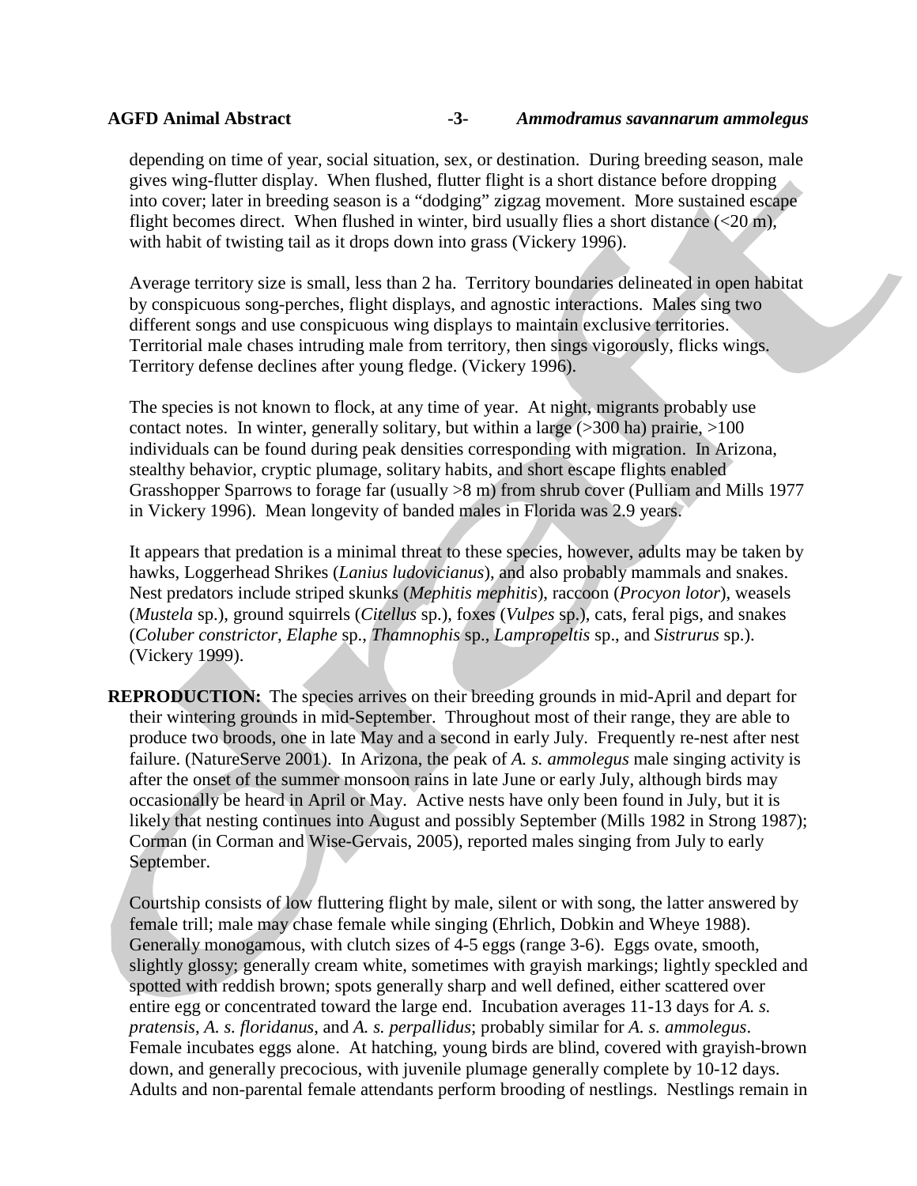depending on time of year, social situation, sex, or destination. During breeding season, male gives wing-flutter display. When flushed, flutter flight is a short distance before dropping into cover; later in breeding season is a "dodging" zigzag movement. More sustained escape flight becomes direct. When flushed in winter, bird usually flies a short distance (<20 m), with habit of twisting tail as it drops down into grass (Vickery 1996).

Average territory size is small, less than 2 ha. Territory boundaries delineated in open habitat by conspicuous song-perches, flight displays, and agnostic interactions. Males sing two different songs and use conspicuous wing displays to maintain exclusive territories. Territorial male chases intruding male from territory, then sings vigorously, flicks wings. Territory defense declines after young fledge. (Vickery 1996).

The species is not known to flock, at any time of year. At night, migrants probably use contact notes. In winter, generally solitary, but within a large (>300 ha) prairie, >100 individuals can be found during peak densities corresponding with migration. In Arizona, stealthy behavior, cryptic plumage, solitary habits, and short escape flights enabled Grasshopper Sparrows to forage far (usually >8 m) from shrub cover (Pulliam and Mills 1977 in Vickery 1996). Mean longevity of banded males in Florida was 2.9 years.

It appears that predation is a minimal threat to these species, however, adults may be taken by hawks, Loggerhead Shrikes (*Lanius ludovicianus*), and also probably mammals and snakes. Nest predators include striped skunks (*Mephitis mephitis*), raccoon (*Procyon lotor*), weasels (*Mustela* sp.), ground squirrels (*Citellus* sp.), foxes (*Vulpes* sp.), cats, feral pigs, and snakes (*Coluber constrictor*, *Elaphe* sp., *Thamnophis* sp., *Lampropeltis* sp., and *Sistrurus* sp.). (Vickery 1999).

**REPRODUCTION:** The species arrives on their breeding grounds in mid-April and depart for their wintering grounds in mid-September. Throughout most of their range, they are able to produce two broods, one in late May and a second in early July. Frequently re-nest after nest failure. (NatureServe 2001). In Arizona, the peak of *A. s. ammolegus* male singing activity is after the onset of the summer monsoon rains in late June or early July, although birds may occasionally be heard in April or May. Active nests have only been found in July, but it is likely that nesting continues into August and possibly September (Mills 1982 in Strong 1987); Corman (in Corman and Wise-Gervais, 2005), reported males singing from July to early September.

Courtship consists of low fluttering flight by male, silent or with song, the latter answered by female trill; male may chase female while singing (Ehrlich, Dobkin and Wheye 1988). Generally monogamous, with clutch sizes of 4-5 eggs (range 3-6). Eggs ovate, smooth, slightly glossy; generally cream white, sometimes with grayish markings; lightly speckled and spotted with reddish brown; spots generally sharp and well defined, either scattered over entire egg or concentrated toward the large end. Incubation averages 11-13 days for *A. s. pratensis*, *A. s. floridanus*, and *A. s. perpallidus*; probably similar for *A. s. ammolegus*. Female incubates eggs alone. At hatching, young birds are blind, covered with grayish-brown down, and generally precocious, with juvenile plumage generally complete by 10-12 days. Adults and non-parental female attendants perform brooding of nestlings. Nestlings remain in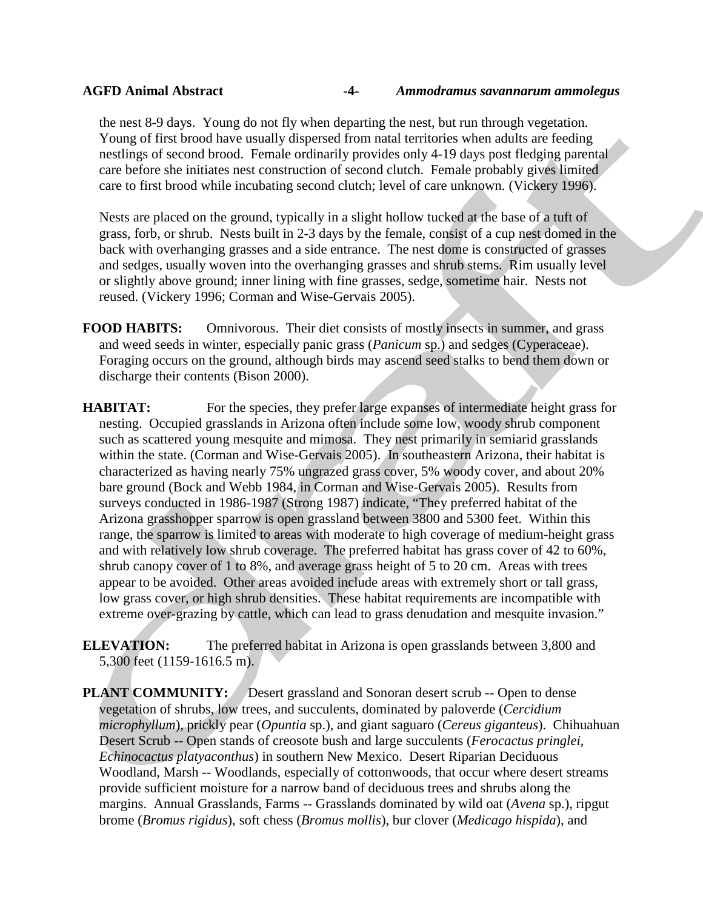the nest 8-9 days. Young do not fly when departing the nest, but run through vegetation. Young of first brood have usually dispersed from natal territories when adults are feeding nestlings of second brood. Female ordinarily provides only 4-19 days post fledging parental care before she initiates nest construction of second clutch. Female probably gives limited care to first brood while incubating second clutch; level of care unknown. (Vickery 1996).

Nests are placed on the ground, typically in a slight hollow tucked at the base of a tuft of grass, forb, or shrub. Nests built in 2-3 days by the female, consist of a cup nest domed in the back with overhanging grasses and a side entrance. The nest dome is constructed of grasses and sedges, usually woven into the overhanging grasses and shrub stems. Rim usually level or slightly above ground; inner lining with fine grasses, sedge, sometime hair. Nests not reused. (Vickery 1996; Corman and Wise-Gervais 2005).

**FOOD HABITS:** Omnivorous. Their diet consists of mostly insects in summer, and grass and weed seeds in winter, especially panic grass (*Panicum* sp.) and sedges (Cyperaceae). Foraging occurs on the ground, although birds may ascend seed stalks to bend them down or discharge their contents (Bison 2000).

**HABITAT:** For the species, they prefer large expanses of intermediate height grass for nesting. Occupied grasslands in Arizona often include some low, woody shrub component such as scattered young mesquite and mimosa. They nest primarily in semiarid grasslands within the state. (Corman and Wise-Gervais 2005). In southeastern Arizona, their habitat is characterized as having nearly 75% ungrazed grass cover, 5% woody cover, and about 20% bare ground (Bock and Webb 1984, in Corman and Wise-Gervais 2005). Results from surveys conducted in 1986-1987 (Strong 1987) indicate, "They preferred habitat of the Arizona grasshopper sparrow is open grassland between 3800 and 5300 feet. Within this range, the sparrow is limited to areas with moderate to high coverage of medium-height grass and with relatively low shrub coverage. The preferred habitat has grass cover of 42 to 60%, shrub canopy cover of 1 to 8%, and average grass height of 5 to 20 cm. Areas with trees appear to be avoided. Other areas avoided include areas with extremely short or tall grass, low grass cover, or high shrub densities. These habitat requirements are incompatible with extreme over-grazing by cattle, which can lead to grass denudation and mesquite invasion."

**ELEVATION:** The preferred habitat in Arizona is open grasslands between 3,800 and 5,300 feet (1159-1616.5 m).

**PLANT COMMUNITY:** Desert grassland and Sonoran desert scrub -- Open to dense vegetation of shrubs, low trees, and succulents, dominated by paloverde (*Cercidium microphyllum*), prickly pear (*Opuntia* sp.), and giant saguaro (*Cereus giganteus*). Chihuahuan Desert Scrub -- Open stands of creosote bush and large succulents (*Ferocactus pringlei, Echinocactus platyaconthus*) in southern New Mexico. Desert Riparian Deciduous Woodland, Marsh -- Woodlands, especially of cottonwoods, that occur where desert streams provide sufficient moisture for a narrow band of deciduous trees and shrubs along the margins. Annual Grasslands, Farms -- Grasslands dominated by wild oat (*Avena* sp.), ripgut brome (*Bromus rigidus*), soft chess (*Bromus mollis*), bur clover (*Medicago hispida*), and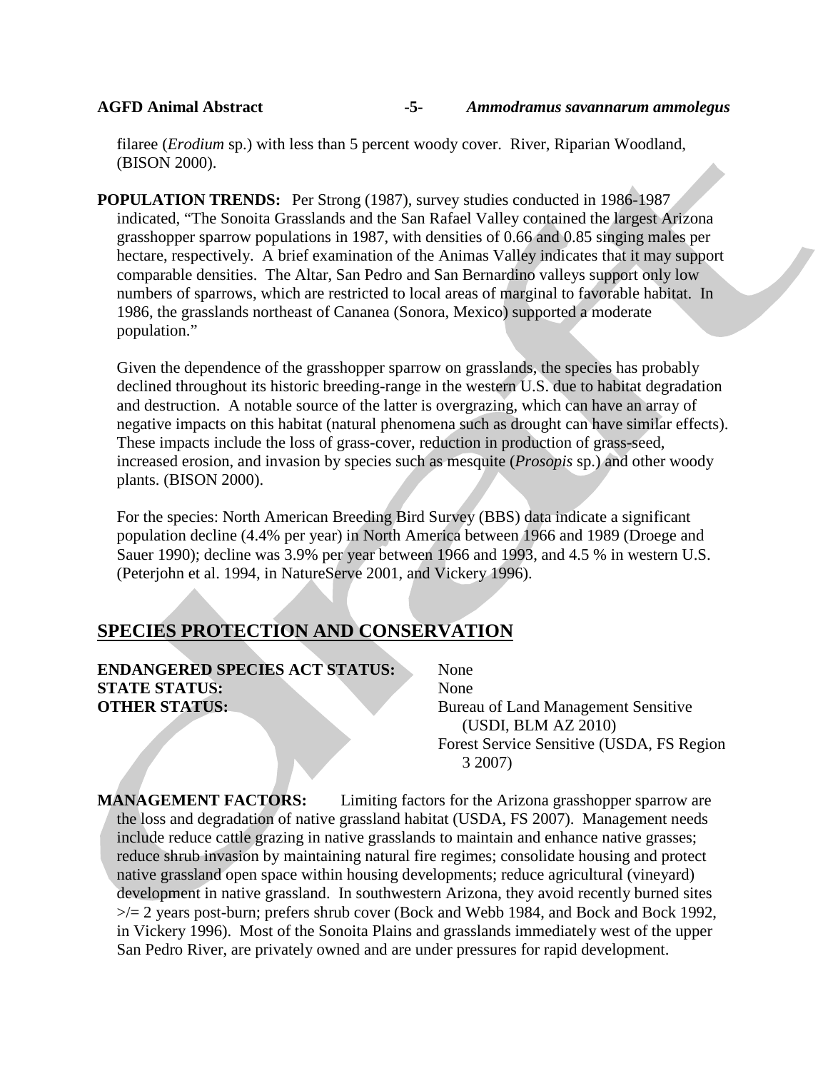filaree (*Erodium* sp.) with less than 5 percent woody cover. River, Riparian Woodland, (BISON 2000).

**POPULATION TRENDS:** Per Strong (1987), survey studies conducted in 1986-1987 indicated, "The Sonoita Grasslands and the San Rafael Valley contained the largest Arizona grasshopper sparrow populations in 1987, with densities of 0.66 and 0.85 singing males per hectare, respectively. A brief examination of the Animas Valley indicates that it may support comparable densities. The Altar, San Pedro and San Bernardino valleys support only low numbers of sparrows, which are restricted to local areas of marginal to favorable habitat. In 1986, the grasslands northeast of Cananea (Sonora, Mexico) supported a moderate population."

Given the dependence of the grasshopper sparrow on grasslands, the species has probably declined throughout its historic breeding-range in the western U.S. due to habitat degradation and destruction. A notable source of the latter is overgrazing, which can have an array of negative impacts on this habitat (natural phenomena such as drought can have similar effects). These impacts include the loss of grass-cover, reduction in production of grass-seed, increased erosion, and invasion by species such as mesquite (*Prosopis* sp.) and other woody plants. (BISON 2000).

For the species: North American Breeding Bird Survey (BBS) data indicate a significant population decline (4.4% per year) in North America between 1966 and 1989 (Droege and Sauer 1990); decline was 3.9% per year between 1966 and 1993, and 4.5 % in western U.S. (Peterjohn et al. 1994, in NatureServe 2001, and Vickery 1996).

## SPECIES PROTECTION AND CONSERVATION

**ENDANGERED SPECIES ACT STATUS:** None
**STATE STATUS:** None
**OTHER STATUS:** Bureau of Land Management Sensitive (USDI, BLM AZ 2010)
Forest Service Sensitive (USDA, FS Region 3 2007)

**MANAGEMENT FACTORS:** Limiting factors for the Arizona grasshopper sparrow are the loss and degradation of native grassland habitat (USDA, FS 2007). Management needs include reduce cattle grazing in native grasslands to maintain and enhance native grasses; reduce shrub invasion by maintaining natural fire regimes; consolidate housing and protect native grassland open space within housing developments; reduce agricultural (vineyard) development in native grassland. In southwestern Arizona, they avoid recently burned sites >/= 2 years post-burn; prefers shrub cover (Bock and Webb 1984, and Bock and Bock 1992, in Vickery 1996). Most of the Sonoita Plains and grasslands immediately west of the upper San Pedro River, are privately owned and are under pressures for rapid development.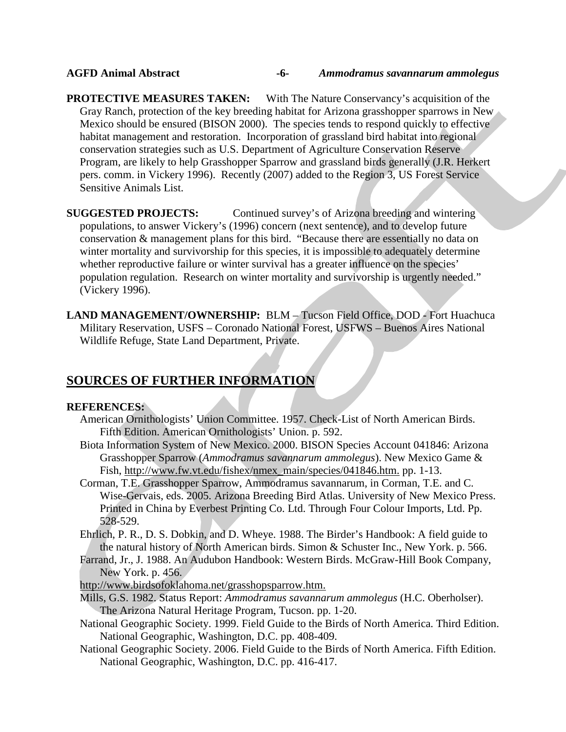**PROTECTIVE MEASURES TAKEN:** With The Nature Conservancy's acquisition of the Gray Ranch, protection of the key breeding habitat for Arizona grasshopper sparrows in New Mexico should be ensured (BISON 2000). The species tends to respond quickly to effective habitat management and restoration. Incorporation of grassland bird habitat into regional conservation strategies such as U.S. Department of Agriculture Conservation Reserve Program, are likely to help Grasshopper Sparrow and grassland birds generally (J.R. Herkert pers. comm. in Vickery 1996). Recently (2007) added to the Region 3, US Forest Service Sensitive Animals List.

**SUGGESTED PROJECTS:** Continued survey's of Arizona breeding and wintering populations, to answer Vickery's (1996) concern (next sentence), and to develop future conservation & management plans for this bird. "Because there are essentially no data on winter mortality and survivorship for this species, it is impossible to adequately determine whether reproductive failure or winter survival has a greater influence on the species' population regulation. Research on winter mortality and survivorship is urgently needed." (Vickery 1996).

**LAND MANAGEMENT/OWNERSHIP:** BLM – Tucson Field Office, DOD - Fort Huachuca Military Reservation, USFS – Coronado National Forest, USFWS – Buenos Aires National Wildlife Refuge, State Land Department, Private.

## SOURCES OF FURTHER INFORMATION

**REFERENCES:**

American Ornithologists' Union Committee. 1957. Check-List of North American Birds. Fifth Edition. American Ornithologists' Union. p. 592.

Biota Information System of New Mexico. 2000. BISON Species Account 041846: Arizona Grasshopper Sparrow (*Ammodramus savannarum ammolegus*). New Mexico Game & Fish, http://www.fw.vt.edu/fishex/nmex_main/species/041846.htm. pp. 1-13.

Corman, T.E. Grasshopper Sparrow, Ammodramus savannarum, in Corman, T.E. and C. Wise-Gervais, eds. 2005. Arizona Breeding Bird Atlas. University of New Mexico Press. Printed in China by Everbest Printing Co. Ltd. Through Four Colour Imports, Ltd. Pp. 528-529.

Ehrlich, P. R., D. S. Dobkin, and D. Wheye. 1988. The Birder's Handbook: A field guide to the natural history of North American birds. Simon & Schuster Inc., New York. p. 566.

Farrand, Jr., J. 1988. An Audubon Handbook: Western Birds. McGraw-Hill Book Company, New York. p. 456.

http://www.birdsofoklahoma.net/grasshopsparrow.htm.

Mills, G.S. 1982. Status Report: *Ammodramus savannarum ammolegus* (H.C. Oberholser). The Arizona Natural Heritage Program, Tucson. pp. 1-20.

National Geographic Society. 1999. Field Guide to the Birds of North America. Third Edition. National Geographic, Washington, D.C. pp. 408-409.

National Geographic Society. 2006. Field Guide to the Birds of North America. Fifth Edition. National Geographic, Washington, D.C. pp. 416-417.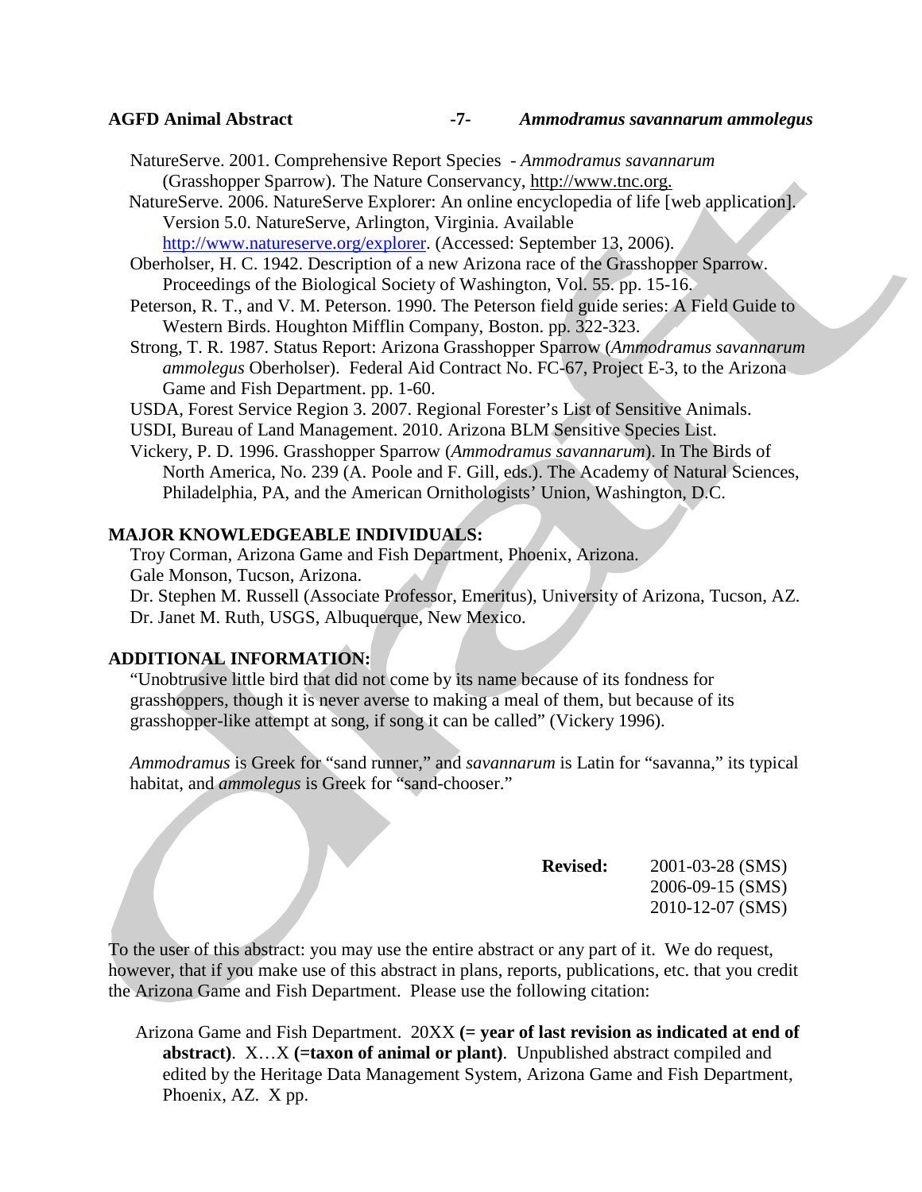NatureServe. 2001. Comprehensive Report Species - *Ammodramus savannarum* (Grasshopper Sparrow). The Nature Conservancy, http://www.tnc.org.

NatureServe. 2006. NatureServe Explorer: An online encyclopedia of life [web application]. Version 5.0. NatureServe, Arlington, Virginia. Available http://www.natureserve.org/explorer. (Accessed: September 13, 2006).

Oberholser, H. C. 1942. Description of a new Arizona race of the Grasshopper Sparrow. Proceedings of the Biological Society of Washington, Vol. 55. pp. 15-16.

Peterson, R. T., and V. M. Peterson. 1990. The Peterson field guide series: A Field Guide to Western Birds. Houghton Mifflin Company, Boston. pp. 322-323.

Strong, T. R. 1987. Status Report: Arizona Grasshopper Sparrow (*Ammodramus savannarum ammolegus* Oberholser). Federal Aid Contract No. FC-67, Project E-3, to the Arizona Game and Fish Department. pp. 1-60.

USDA, Forest Service Region 3. 2007. Regional Forester's List of Sensitive Animals.

USDI, Bureau of Land Management. 2010. Arizona BLM Sensitive Species List.

Vickery, P. D. 1996. Grasshopper Sparrow (*Ammodramus savannarum*). In The Birds of North America, No. 239 (A. Poole and F. Gill, eds.). The Academy of Natural Sciences, Philadelphia, PA, and the American Ornithologists' Union, Washington, D.C.

## MAJOR KNOWLEDGEABLE INDIVIDUALS:

Troy Corman, Arizona Game and Fish Department, Phoenix, Arizona.
Gale Monson, Tucson, Arizona.
Dr. Stephen M. Russell (Associate Professor, Emeritus), University of Arizona, Tucson, AZ.
Dr. Janet M. Ruth, USGS, Albuquerque, New Mexico.

## ADDITIONAL INFORMATION:

"Unobtrusive little bird that did not come by its name because of its fondness for grasshoppers, though it is never averse to making a meal of them, but because of its grasshopper-like attempt at song, if song it can be called" (Vickery 1996).

*Ammodramus* is Greek for "sand runner," and *savannarum* is Latin for "savanna," its typical habitat, and *ammolegus* is Greek for "sand-chooser."

**Revised:** 2001-03-28 (SMS)
2006-09-15 (SMS)
2010-12-07 (SMS)

To the user of this abstract: you may use the entire abstract or any part of it. We do request, however, that if you make use of this abstract in plans, reports, publications, etc. that you credit the Arizona Game and Fish Department. Please use the following citation:

Arizona Game and Fish Department. 20XX **(= year of last revision as indicated at end of abstract)**. X…X **(=taxon of animal or plant)**. Unpublished abstract compiled and edited by the Heritage Data Management System, Arizona Game and Fish Department, Phoenix, AZ. X pp.